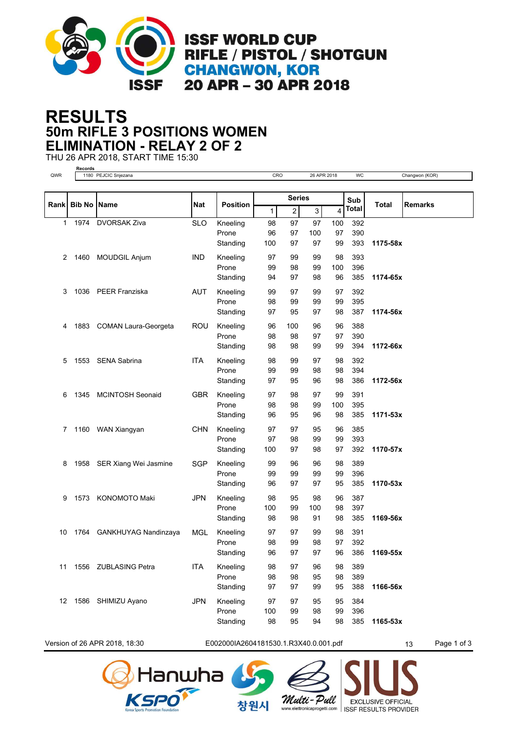# ISSF WORLD CUP
## RIFLE / PISTOL / SHOTGUN
## CHANGWON, KOR
## 20 APR – 30 APR 2018

# RESULTS
## 50m RIFLE 3 POSITIONS WOMEN
## ELIMINATION - RELAY 2 OF 2

THU 26 APR 2018, START TIME 15:30

| Records | | | | | |
|---|---|---|---|---|---|
| QWR | 1180 PEJCIC Snjezana | CRO | 26 APR 2018 | WC | Changwon (KOR) |

| Rank | Bib No | Name | Nat | Position | Series 1 | 2 | 3 | 4 | Sub Total | Total | Remarks |
|---|---|---|---|---|---|---|---|---|---|---|---|
| 1 | 1974 | DVORSAK Ziva | SLO | Kneeling | 98 | 97 | 97 | 100 | 392 | | |
| | | | | Prone | 96 | 97 | 100 | 97 | 390 | | |
| | | | | Standing | 100 | 97 | 97 | 99 | 393 | 1175-58x | |
| 2 | 1460 | MOUDGIL Anjum | IND | Kneeling | 97 | 99 | 99 | 98 | 393 | | |
| | | | | Prone | 99 | 98 | 99 | 100 | 396 | | |
| | | | | Standing | 94 | 97 | 98 | 96 | 385 | 1174-65x | |
| 3 | 1036 | PEER Franziska | AUT | Kneeling | 99 | 97 | 99 | 97 | 392 | | |
| | | | | Prone | 98 | 99 | 99 | 99 | 395 | | |
| | | | | Standing | 97 | 95 | 97 | 98 | 387 | 1174-56x | |
| 4 | 1883 | COMAN Laura-Georgeta | ROU | Kneeling | 96 | 100 | 96 | 96 | 388 | | |
| | | | | Prone | 98 | 98 | 97 | 97 | 390 | | |
| | | | | Standing | 98 | 98 | 99 | 99 | 394 | 1172-66x | |
| 5 | 1553 | SENA Sabrina | ITA | Kneeling | 98 | 99 | 97 | 98 | 392 | | |
| | | | | Prone | 99 | 99 | 98 | 98 | 394 | | |
| | | | | Standing | 97 | 95 | 96 | 98 | 386 | 1172-56x | |
| 6 | 1345 | MCINTOSH Seonaid | GBR | Kneeling | 97 | 98 | 97 | 99 | 391 | | |
| | | | | Prone | 98 | 98 | 99 | 100 | 395 | | |
| | | | | Standing | 96 | 95 | 96 | 98 | 385 | 1171-53x | |
| 7 | 1160 | WAN Xiangyan | CHN | Kneeling | 97 | 97 | 95 | 96 | 385 | | |
| | | | | Prone | 97 | 98 | 99 | 99 | 393 | | |
| | | | | Standing | 100 | 97 | 98 | 97 | 392 | 1170-57x | |
| 8 | 1958 | SER Xiang Wei Jasmine | SGP | Kneeling | 99 | 96 | 96 | 98 | 389 | | |
| | | | | Prone | 99 | 99 | 99 | 99 | 396 | | |
| | | | | Standing | 96 | 97 | 97 | 95 | 385 | 1170-53x | |
| 9 | 1573 | KONOMOTO Maki | JPN | Kneeling | 98 | 95 | 98 | 96 | 387 | | |
| | | | | Prone | 100 | 99 | 100 | 98 | 397 | | |
| | | | | Standing | 98 | 98 | 91 | 98 | 385 | 1169-56x | |
| 10 | 1764 | GANKHUYAG Nandinzaya | MGL | Kneeling | 97 | 97 | 99 | 98 | 391 | | |
| | | | | Prone | 98 | 99 | 98 | 97 | 392 | | |
| | | | | Standing | 96 | 97 | 97 | 96 | 386 | 1169-55x | |
| 11 | 1556 | ZUBLASING Petra | ITA | Kneeling | 98 | 97 | 96 | 98 | 389 | | |
| | | | | Prone | 98 | 98 | 95 | 98 | 389 | | |
| | | | | Standing | 97 | 97 | 99 | 95 | 388 | 1166-56x | |
| 12 | 1586 | SHIMIZU Ayano | JPN | Kneeling | 97 | 97 | 95 | 95 | 384 | | |
| | | | | Prone | 100 | 99 | 98 | 99 | 396 | | |
| | | | | Standing | 98 | 95 | 94 | 98 | 385 | 1165-53x | |

Version of 26 APR 2018, 18:30 E002000IA2604181530.1.R3X40.0.001.pdf 13

Hanwha KSPO 창원시 Multi-Pull SIUS EXCLUSIVE OFFICIAL ISSF RESULTS PROVIDER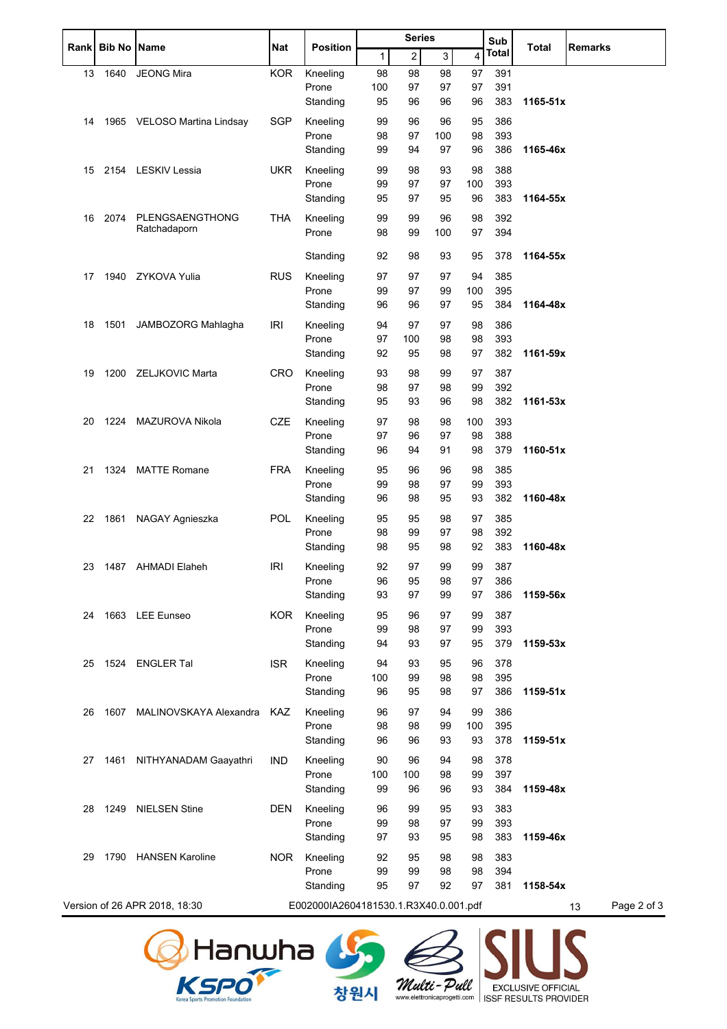| Rank | Bib No | Name | Nat | Position | Series 1 | 2 | 3 | 4 | Sub Total | Total | Remarks |
|---|---|---|---|---|---|---|---|---|---|---|---|
| 13 | 1640 | JEONG Mira | KOR | Kneeling | 98 | 98 | 98 | 97 | 391 | | |
| | | | | Prone | 100 | 97 | 97 | 97 | 391 | | |
| | | | | Standing | 95 | 96 | 96 | 96 | 383 | **1165-51x** | |
| 14 | 1965 | VELOSO Martina Lindsay | SGP | Kneeling | 99 | 96 | 96 | 95 | 386 | | |
| | | | | Prone | 98 | 97 | 100 | 98 | 393 | | |
| | | | | Standing | 99 | 94 | 97 | 96 | 386 | **1165-46x** | |
| 15 | 2154 | LESKIV Lessia | UKR | Kneeling | 99 | 98 | 93 | 98 | 388 | | |
| | | | | Prone | 99 | 97 | 97 | 100 | 393 | | |
| | | | | Standing | 95 | 97 | 95 | 96 | 383 | **1164-55x** | |
| 16 | 2074 | PLENGSAENGTHONG Ratchadaporn | THA | Kneeling | 99 | 99 | 96 | 98 | 392 | | |
| | | | | Prone | 98 | 99 | 100 | 97 | 394 | | |
| | | | | Standing | 92 | 98 | 93 | 95 | 378 | **1164-55x** | |
| 17 | 1940 | ZYKOVA Yulia | RUS | Kneeling | 97 | 97 | 97 | 94 | 385 | | |
| | | | | Prone | 99 | 97 | 99 | 100 | 395 | | |
| | | | | Standing | 96 | 96 | 97 | 95 | 384 | **1164-48x** | |
| 18 | 1501 | JAMBOZORG Mahlagha | IRI | Kneeling | 94 | 97 | 97 | 98 | 386 | | |
| | | | | Prone | 97 | 100 | 98 | 98 | 393 | | |
| | | | | Standing | 92 | 95 | 98 | 97 | 382 | **1161-59x** | |
| 19 | 1200 | ZELJKOVIC Marta | CRO | Kneeling | 93 | 98 | 99 | 97 | 387 | | |
| | | | | Prone | 98 | 97 | 98 | 99 | 392 | | |
| | | | | Standing | 95 | 93 | 96 | 98 | 382 | **1161-53x** | |
| 20 | 1224 | MAZUROVA Nikola | CZE | Kneeling | 97 | 98 | 98 | 100 | 393 | | |
| | | | | Prone | 97 | 96 | 97 | 98 | 388 | | |
| | | | | Standing | 96 | 94 | 91 | 98 | 379 | **1160-51x** | |
| 21 | 1324 | MATTE Romane | FRA | Kneeling | 95 | 96 | 96 | 98 | 385 | | |
| | | | | Prone | 99 | 98 | 97 | 99 | 393 | | |
| | | | | Standing | 96 | 98 | 95 | 93 | 382 | **1160-48x** | |
| 22 | 1861 | NAGAY Agnieszka | POL | Kneeling | 95 | 95 | 98 | 97 | 385 | | |
| | | | | Prone | 98 | 99 | 97 | 98 | 392 | | |
| | | | | Standing | 98 | 95 | 98 | 92 | 383 | **1160-48x** | |
| 23 | 1487 | AHMADI Elaheh | IRI | Kneeling | 92 | 97 | 99 | 99 | 387 | | |
| | | | | Prone | 96 | 95 | 98 | 97 | 386 | | |
| | | | | Standing | 93 | 97 | 99 | 97 | 386 | **1159-56x** | |
| 24 | 1663 | LEE Eunseo | KOR | Kneeling | 95 | 96 | 97 | 99 | 387 | | |
| | | | | Prone | 99 | 98 | 97 | 99 | 393 | | |
| | | | | Standing | 94 | 93 | 97 | 95 | 379 | **1159-53x** | |
| 25 | 1524 | ENGLER Tal | ISR | Kneeling | 94 | 93 | 95 | 96 | 378 | | |
| | | | | Prone | 100 | 99 | 98 | 98 | 395 | | |
| | | | | Standing | 96 | 95 | 98 | 97 | 386 | **1159-51x** | |
| 26 | 1607 | MALINOVSKAYA Alexandra | KAZ | Kneeling | 96 | 97 | 94 | 99 | 386 | | |
| | | | | Prone | 98 | 98 | 99 | 100 | 395 | | |
| | | | | Standing | 96 | 96 | 93 | 93 | 378 | **1159-51x** | |
| 27 | 1461 | NITHYANADAM Gaayathri | IND | Kneeling | 90 | 96 | 94 | 98 | 378 | | |
| | | | | Prone | 100 | 100 | 98 | 99 | 397 | | |
| | | | | Standing | 99 | 96 | 96 | 93 | 384 | **1159-48x** | |
| 28 | 1249 | NIELSEN Stine | DEN | Kneeling | 96 | 99 | 95 | 93 | 383 | | |
| | | | | Prone | 99 | 98 | 97 | 99 | 393 | | |
| | | | | Standing | 97 | 93 | 95 | 98 | 383 | **1159-46x** | |
| 29 | 1790 | HANSEN Karoline | NOR | Kneeling | 92 | 95 | 98 | 98 | 383 | | |
| | | | | Prone | 99 | 99 | 98 | 98 | 394 | | |
| | | | | Standing | 95 | 97 | 92 | 97 | 381 | **1158-54x** | |

Version of 26 APR 2018, 18:30 E002000IA2604181530.1.R3X40.0.001.pdf 13

Hanwha KSPO Korea Sports Promotion Foundation 창원시 Multi-Pull www.elettronicaprogetti.com SIUS EXCLUSIVE OFFICIAL ISSF RESULTS PROVIDER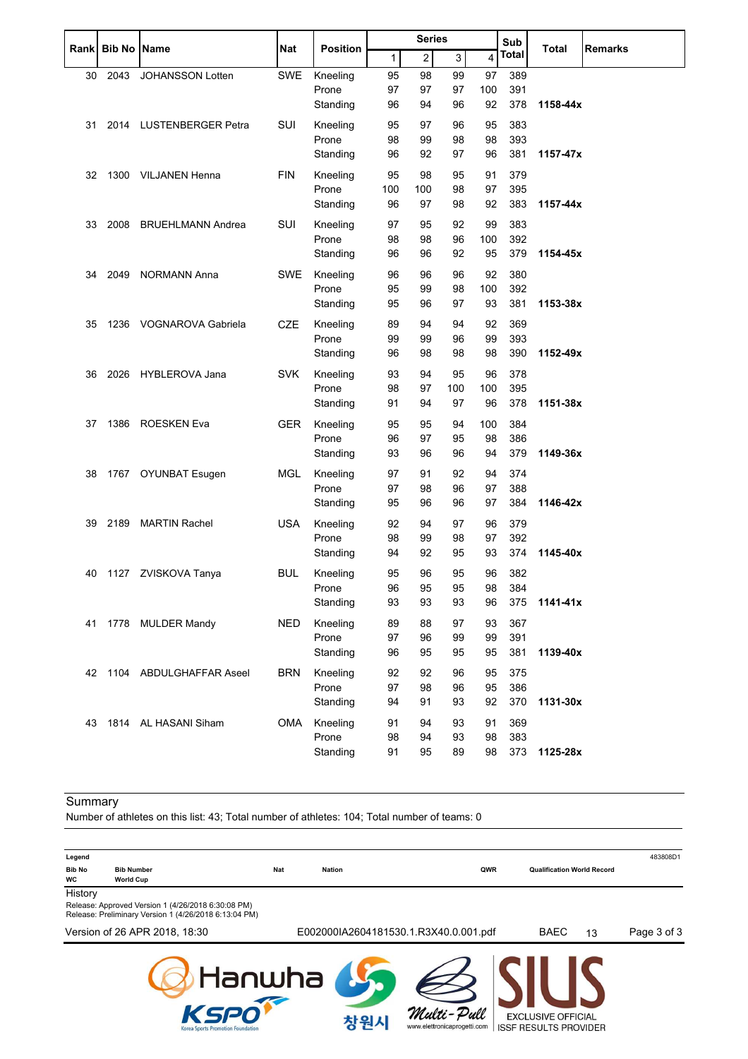| Rank | Bib No | Name | Nat | Position | Series 1 | 2 | 3 | 4 | Sub Total | Total | Remarks |
|---|---|---|---|---|---|---|---|---|---|---|---|
| 30 | 2043 | JOHANSSON Lotten | SWE | Kneeling | 95 | 98 | 99 | 97 | 389 | | |
| | | | | Prone | 97 | 97 | 97 | 100 | 391 | | |
| | | | | Standing | 96 | 94 | 96 | 92 | 378 | **1158-44x** | |
| 31 | 2014 | LUSTENBERGER Petra | SUI | Kneeling | 95 | 97 | 96 | 95 | 383 | | |
| | | | | Prone | 98 | 99 | 98 | 98 | 393 | | |
| | | | | Standing | 96 | 92 | 97 | 96 | 381 | **1157-47x** | |
| 32 | 1300 | VILJANEN Henna | FIN | Kneeling | 95 | 98 | 95 | 91 | 379 | | |
| | | | | Prone | 100 | 100 | 98 | 97 | 395 | | |
| | | | | Standing | 96 | 97 | 98 | 92 | 383 | **1157-44x** | |
| 33 | 2008 | BRUEHLMANN Andrea | SUI | Kneeling | 97 | 95 | 92 | 99 | 383 | | |
| | | | | Prone | 98 | 98 | 96 | 100 | 392 | | |
| | | | | Standing | 96 | 96 | 92 | 95 | 379 | **1154-45x** | |
| 34 | 2049 | NORMANN Anna | SWE | Kneeling | 96 | 96 | 96 | 92 | 380 | | |
| | | | | Prone | 95 | 99 | 98 | 100 | 392 | | |
| | | | | Standing | 95 | 96 | 97 | 93 | 381 | **1153-38x** | |
| 35 | 1236 | VOGNAROVA Gabriela | CZE | Kneeling | 89 | 94 | 94 | 92 | 369 | | |
| | | | | Prone | 99 | 99 | 96 | 99 | 393 | | |
| | | | | Standing | 96 | 98 | 98 | 98 | 390 | **1152-49x** | |
| 36 | 2026 | HYBLEROVA Jana | SVK | Kneeling | 93 | 94 | 95 | 96 | 378 | | |
| | | | | Prone | 98 | 97 | 100 | 100 | 395 | | |
| | | | | Standing | 91 | 94 | 97 | 96 | 378 | **1151-38x** | |
| 37 | 1386 | ROESKEN Eva | GER | Kneeling | 95 | 95 | 94 | 100 | 384 | | |
| | | | | Prone | 96 | 97 | 95 | 98 | 386 | | |
| | | | | Standing | 93 | 96 | 96 | 94 | 379 | **1149-36x** | |
| 38 | 1767 | OYUNBAT Esugen | MGL | Kneeling | 97 | 91 | 92 | 94 | 374 | | |
| | | | | Prone | 97 | 98 | 96 | 97 | 388 | | |
| | | | | Standing | 95 | 96 | 96 | 97 | 384 | **1146-42x** | |
| 39 | 2189 | MARTIN Rachel | USA | Kneeling | 92 | 94 | 97 | 96 | 379 | | |
| | | | | Prone | 98 | 99 | 98 | 97 | 392 | | |
| | | | | Standing | 94 | 92 | 95 | 93 | 374 | **1145-40x** | |
| 40 | 1127 | ZVISKOVA Tanya | BUL | Kneeling | 95 | 96 | 95 | 96 | 382 | | |
| | | | | Prone | 96 | 95 | 95 | 98 | 384 | | |
| | | | | Standing | 93 | 93 | 93 | 96 | 375 | **1141-41x** | |
| 41 | 1778 | MULDER Mandy | NED | Kneeling | 89 | 88 | 97 | 93 | 367 | | |
| | | | | Prone | 97 | 96 | 99 | 99 | 391 | | |
| | | | | Standing | 96 | 95 | 95 | 95 | 381 | **1139-40x** | |
| 42 | 1104 | ABDULGHAFFAR Aseel | BRN | Kneeling | 92 | 92 | 96 | 95 | 375 | | |
| | | | | Prone | 97 | 98 | 96 | 95 | 386 | | |
| | | | | Standing | 94 | 91 | 93 | 92 | 370 | **1131-30x** | |
| 43 | 1814 | AL HASANI Siham | OMA | Kneeling | 91 | 94 | 93 | 91 | 369 | | |
| | | | | Prone | 98 | 94 | 93 | 98 | 383 | | |
| | | | | Standing | 91 | 95 | 89 | 98 | 373 | **1125-28x** | |

Summary

Number of athletes on this list: 43; Total number of athletes: 104; Total number of teams: 0

Legend

| | | | | | |
|---|---|---|---|---|---|
| Bib No | Bib Number | Nat | Nation | QWR | Qualification World Record |
| WC | World Cup | | | | |

483808D1

History

Release: Approved Version 1 (4/26/2018 6:30:08 PM)
Release: Preliminary Version 1 (4/26/2018 6:13:04 PM)

Version of 26 APR 2018, 18:30 — E002000IA2604181530.1.R3X40.0.001.pdf — BAEC 13

Hanwha KSPO Korea Sports Promotion Foundation — 창원시 — Multi-Pull www.elettronicaprogetti.com — SIUS EXCLUSIVE OFFICIAL ISSF RESULTS PROVIDER